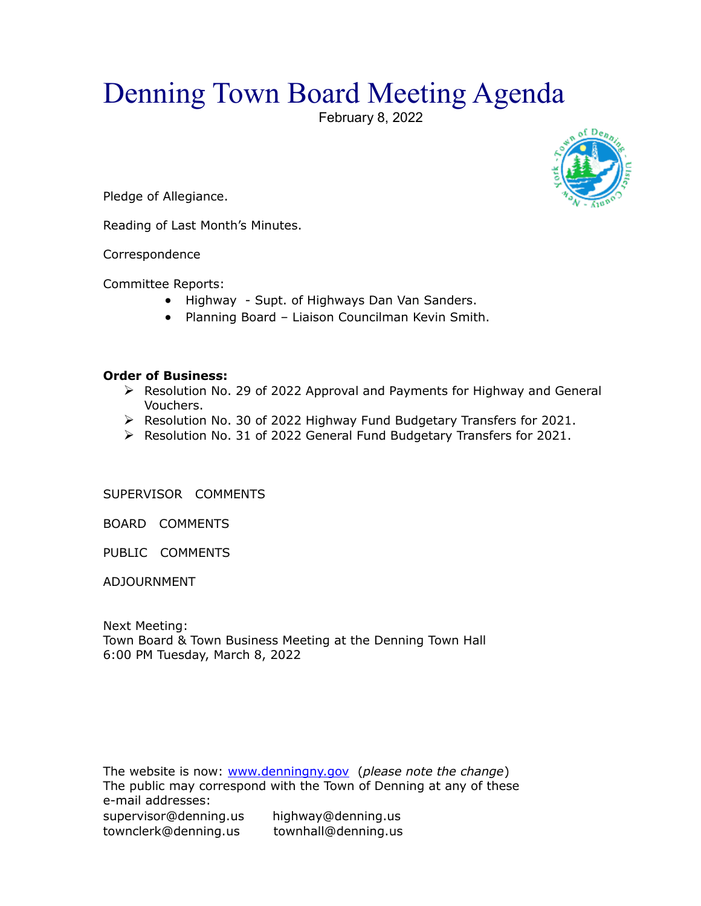# Denning Town Board Meeting Agenda

February 8, 2022

Pledge of Allegiance.

Reading of Last Month's Minutes.

Correspondence

Committee Reports:

- Highway - Supt. of Highways Dan Van Sanders.
- Planning Board – Liaison Councilman Kevin Smith.

**Order of Business:**

- Resolution No. 29 of 2022 Approval and Payments for Highway and General Vouchers.
- Resolution No. 30 of 2022 Highway Fund Budgetary Transfers for 2021.
- Resolution No. 31 of 2022 General Fund Budgetary Transfers for 2021.

SUPERVISOR COMMENTS

BOARD COMMENTS

PUBLIC COMMENTS

ADJOURNMENT

Next Meeting:
Town Board & Town Business Meeting at the Denning Town Hall
6:00 PM Tuesday, March 8, 2022

The website is now: www.denningny.gov (*please note the change*)
The public may correspond with the Town of Denning at any of these e-mail addresses:

supervisor@denning.us highway@denning.us
townclerk@denning.us townhall@denning.us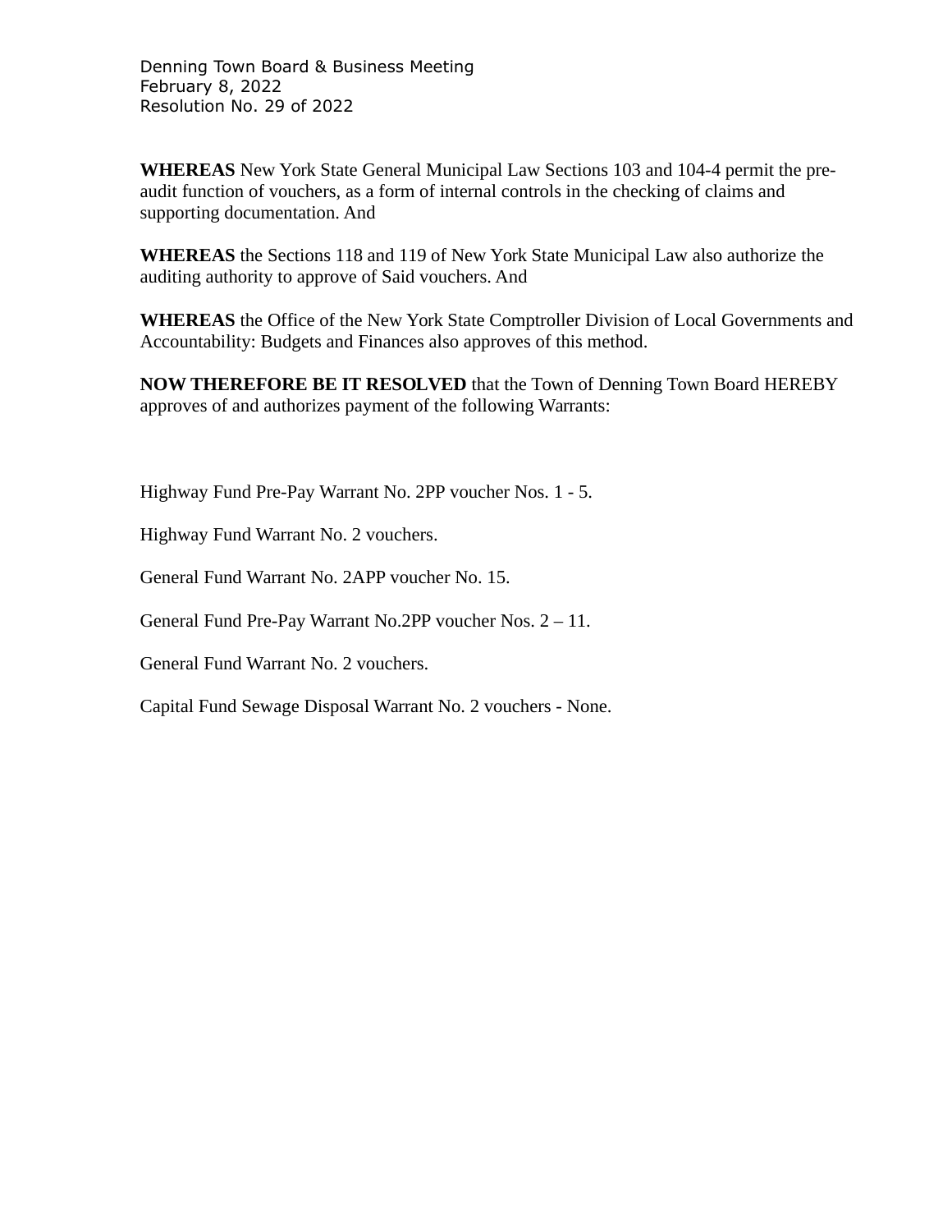Denning Town Board & Business Meeting
February 8, 2022
Resolution No. 29 of 2022

**WHEREAS** New York State General Municipal Law Sections 103 and 104-4 permit the pre-audit function of vouchers, as a form of internal controls in the checking of claims and supporting documentation. And

**WHEREAS** the Sections 118 and 119 of New York State Municipal Law also authorize the auditing authority to approve of Said vouchers. And

**WHEREAS** the Office of the New York State Comptroller Division of Local Governments and Accountability: Budgets and Finances also approves of this method.

**NOW THEREFORE BE IT RESOLVED** that the Town of Denning Town Board HEREBY approves of and authorizes payment of the following Warrants:

Highway Fund Pre-Pay Warrant No. 2PP voucher Nos. 1 - 5.

Highway Fund Warrant No. 2 vouchers.

General Fund Warrant No. 2APP voucher No. 15.

General Fund Pre-Pay Warrant No.2PP voucher Nos. 2 – 11.

General Fund Warrant No. 2 vouchers.

Capital Fund Sewage Disposal Warrant No. 2 vouchers - None.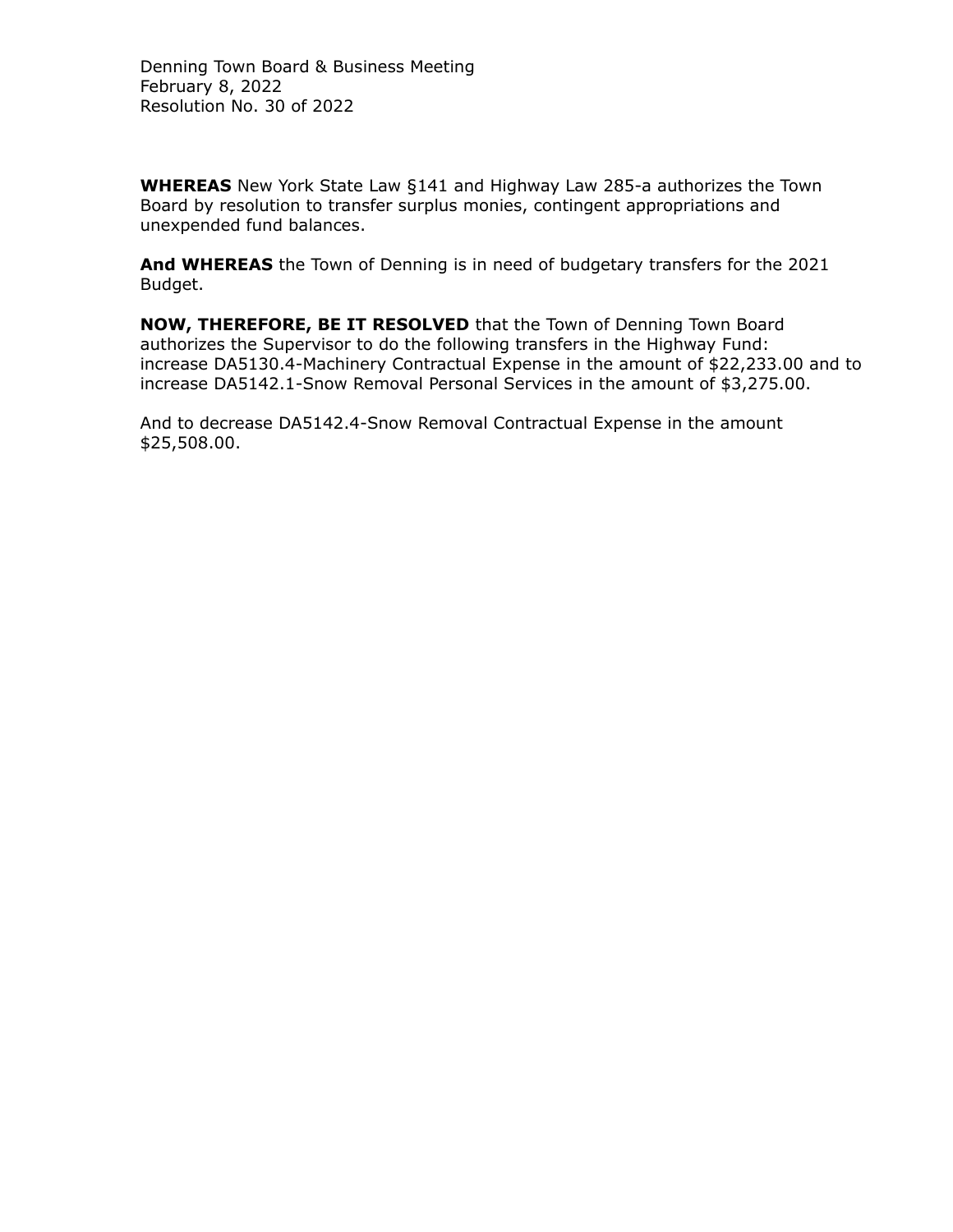Denning Town Board & Business Meeting
February 8, 2022
Resolution No. 30 of 2022

**WHEREAS** New York State Law §141 and Highway Law 285-a authorizes the Town Board by resolution to transfer surplus monies, contingent appropriations and unexpended fund balances.

**And WHEREAS** the Town of Denning is in need of budgetary transfers for the 2021 Budget.

**NOW, THEREFORE, BE IT RESOLVED** that the Town of Denning Town Board authorizes the Supervisor to do the following transfers in the Highway Fund: increase DA5130.4-Machinery Contractual Expense in the amount of $22,233.00 and to increase DA5142.1-Snow Removal Personal Services in the amount of $3,275.00.

And to decrease DA5142.4-Snow Removal Contractual Expense in the amount $25,508.00.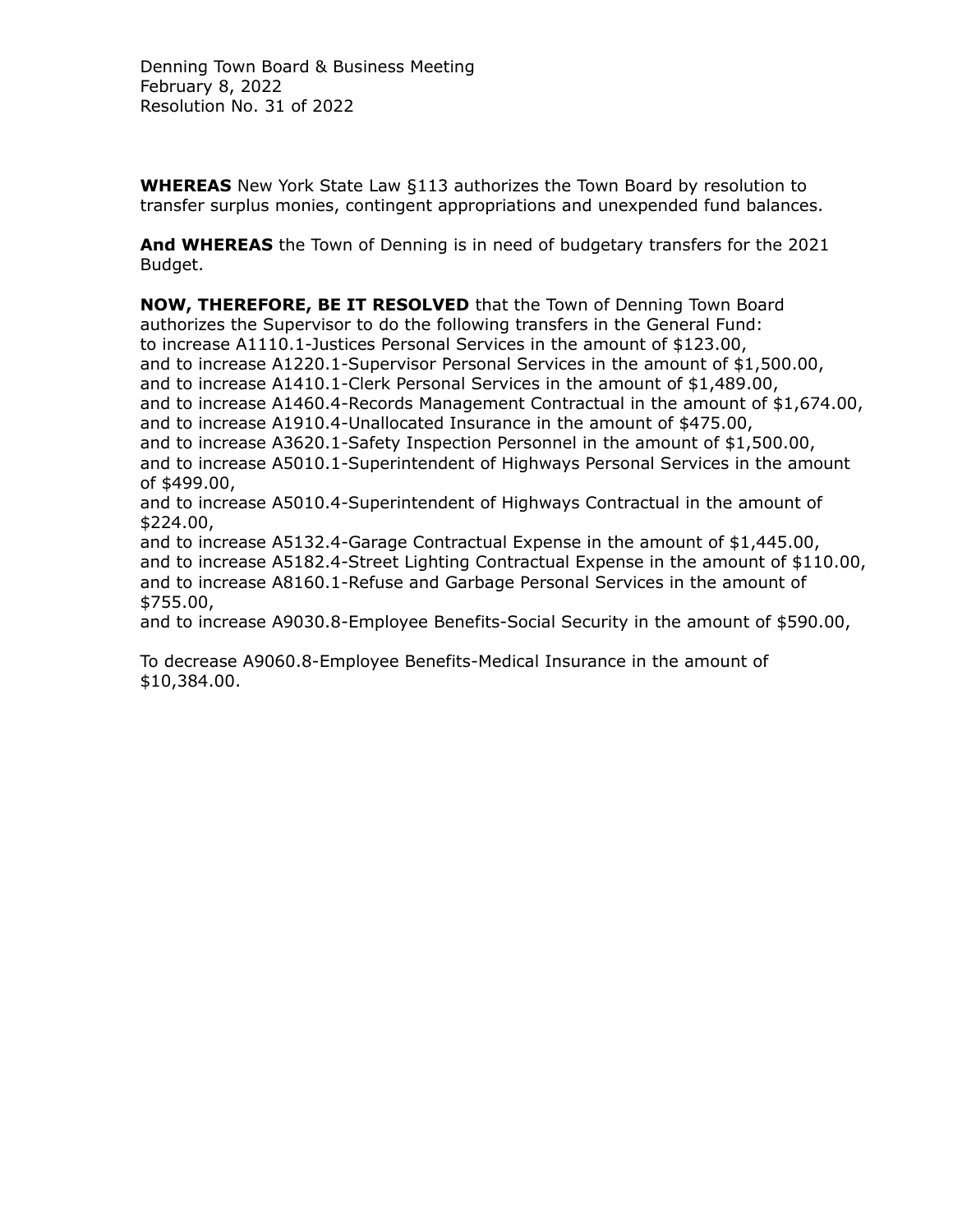Denning Town Board & Business Meeting
February 8, 2022
Resolution No. 31 of 2022

**WHEREAS** New York State Law §113 authorizes the Town Board by resolution to transfer surplus monies, contingent appropriations and unexpended fund balances.

**And WHEREAS** the Town of Denning is in need of budgetary transfers for the 2021 Budget.

**NOW, THEREFORE, BE IT RESOLVED** that the Town of Denning Town Board authorizes the Supervisor to do the following transfers in the General Fund:
to increase A1110.1-Justices Personal Services in the amount of $123.00,
and to increase A1220.1-Supervisor Personal Services in the amount of $1,500.00,
and to increase A1410.1-Clerk Personal Services in the amount of $1,489.00,
and to increase A1460.4-Records Management Contractual in the amount of $1,674.00,
and to increase A1910.4-Unallocated Insurance in the amount of $475.00,
and to increase A3620.1-Safety Inspection Personnel in the amount of $1,500.00,
and to increase A5010.1-Superintendent of Highways Personal Services in the amount of $499.00,
and to increase A5010.4-Superintendent of Highways Contractual in the amount of $224.00,
and to increase A5132.4-Garage Contractual Expense in the amount of $1,445.00,
and to increase A5182.4-Street Lighting Contractual Expense in the amount of $110.00,
and to increase A8160.1-Refuse and Garbage Personal Services in the amount of $755.00,
and to increase A9030.8-Employee Benefits-Social Security in the amount of $590.00,

To decrease A9060.8-Employee Benefits-Medical Insurance in the amount of $10,384.00.